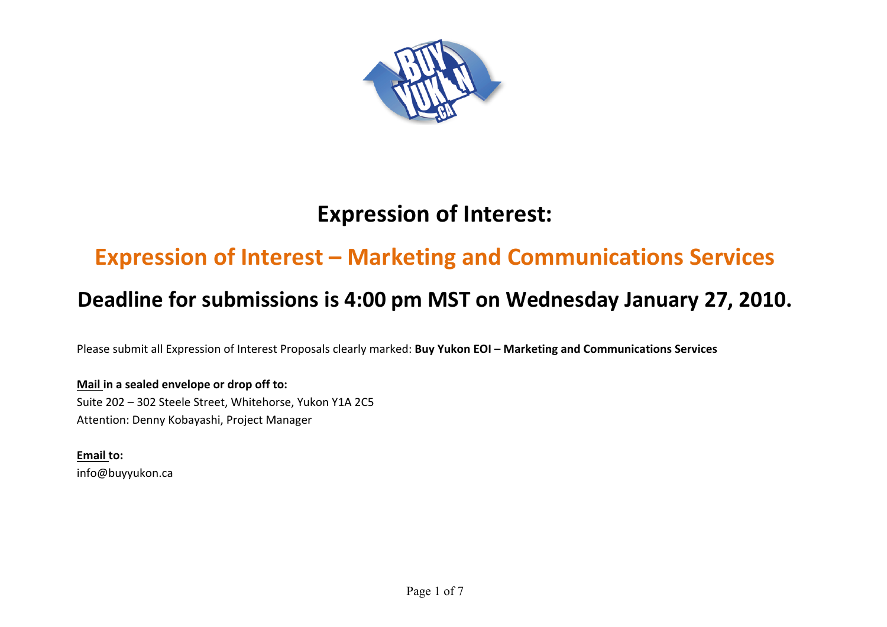# Expression of Interest:

## Expression of Interest – Marketing and Communications Services

## Deadline for submissions is 4:00 pm MST on Wednesday January 27, 2010.

Please submit all Expression of Interest Proposals clearly marked: **Buy Yukon EOI – Marketing and Communications Services**

**Mail in a sealed envelope or drop off to:**
Suite 202 – 302 Steele Street, Whitehorse, Yukon Y1A 2C5
Attention: Denny Kobayashi, Project Manager

**Email to:**
info@buyyukon.ca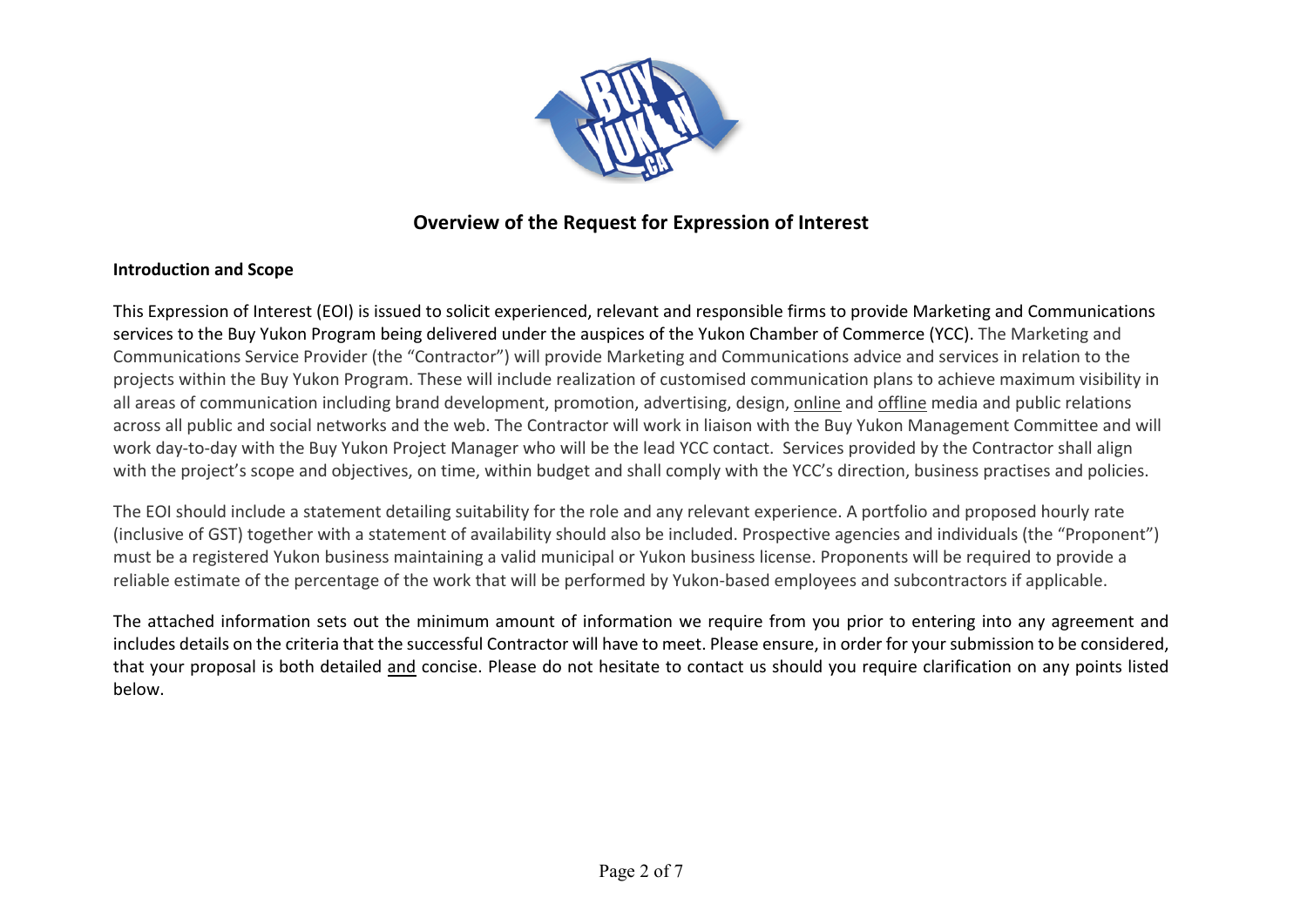# Overview of the Request for Expression of Interest

**Introduction and Scope**

This Expression of Interest (EOI) is issued to solicit experienced, relevant and responsible firms to provide Marketing and Communications services to the Buy Yukon Program being delivered under the auspices of the Yukon Chamber of Commerce (YCC). The Marketing and Communications Service Provider (the "Contractor") will provide Marketing and Communications advice and services in relation to the projects within the Buy Yukon Program. These will include realization of customised communication plans to achieve maximum visibility in all areas of communication including brand development, promotion, advertising, design, <u>online</u> and <u>offline</u> media and public relations across all public and social networks and the web. The Contractor will work in liaison with the Buy Yukon Management Committee and will work day-to-day with the Buy Yukon Project Manager who will be the lead YCC contact. Services provided by the Contractor shall align with the project's scope and objectives, on time, within budget and shall comply with the YCC's direction, business practises and policies.

The EOI should include a statement detailing suitability for the role and any relevant experience. A portfolio and proposed hourly rate (inclusive of GST) together with a statement of availability should also be included. Prospective agencies and individuals (the "Proponent") must be a registered Yukon business maintaining a valid municipal or Yukon business license. Proponents will be required to provide a reliable estimate of the percentage of the work that will be performed by Yukon-based employees and subcontractors if applicable.

The attached information sets out the minimum amount of information we require from you prior to entering into any agreement and includes details on the criteria that the successful Contractor will have to meet. Please ensure, in order for your submission to be considered, that your proposal is both detailed <u>and</u> concise. Please do not hesitate to contact us should you require clarification on any points listed below.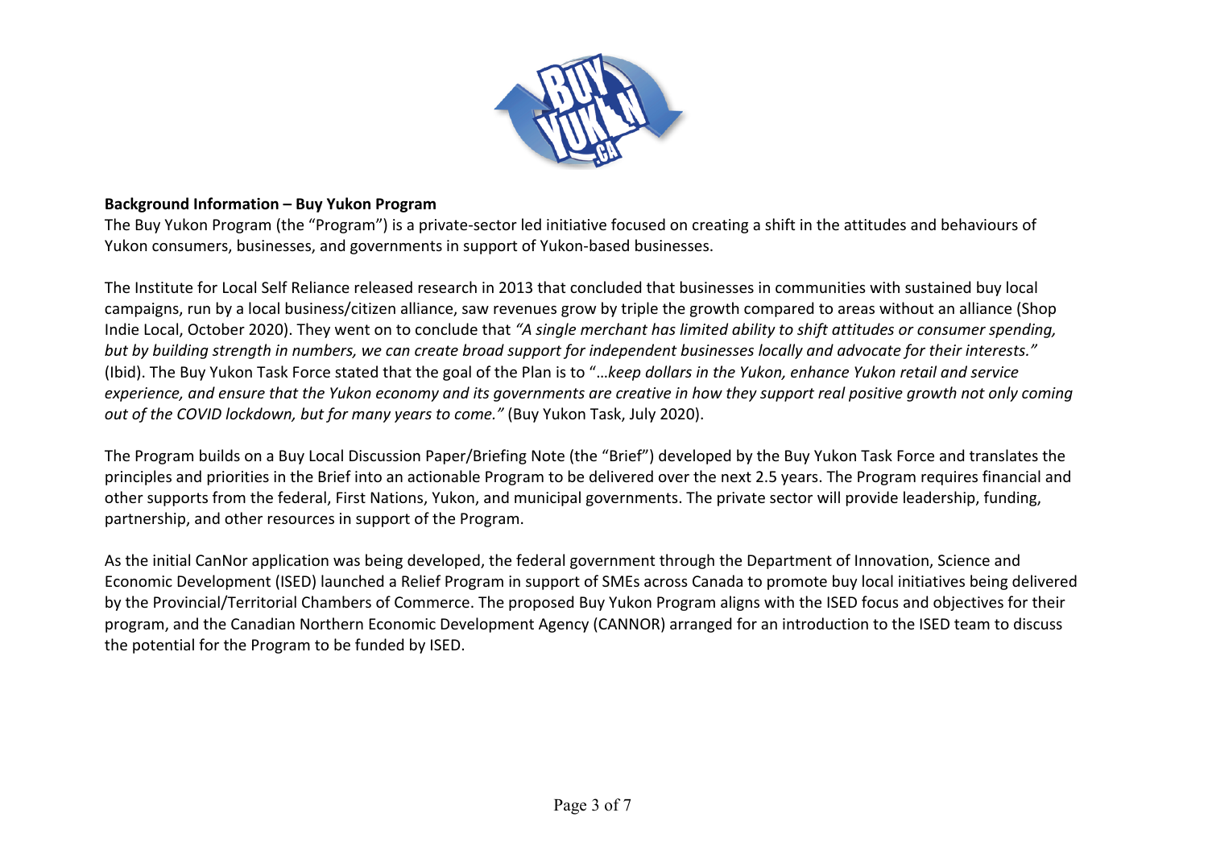**Background Information – Buy Yukon Program**

The Buy Yukon Program (the "Program") is a private-sector led initiative focused on creating a shift in the attitudes and behaviours of Yukon consumers, businesses, and governments in support of Yukon-based businesses.

The Institute for Local Self Reliance released research in 2013 that concluded that businesses in communities with sustained buy local campaigns, run by a local business/citizen alliance, saw revenues grow by triple the growth compared to areas without an alliance (Shop Indie Local, October 2020). They went on to conclude that *"A single merchant has limited ability to shift attitudes or consumer spending, but by building strength in numbers, we can create broad support for independent businesses locally and advocate for their interests."* (Ibid). The Buy Yukon Task Force stated that the goal of the Plan is to "*…keep dollars in the Yukon, enhance Yukon retail and service experience, and ensure that the Yukon economy and its governments are creative in how they support real positive growth not only coming out of the COVID lockdown, but for many years to come."* (Buy Yukon Task, July 2020).

The Program builds on a Buy Local Discussion Paper/Briefing Note (the "Brief") developed by the Buy Yukon Task Force and translates the principles and priorities in the Brief into an actionable Program to be delivered over the next 2.5 years. The Program requires financial and other supports from the federal, First Nations, Yukon, and municipal governments. The private sector will provide leadership, funding, partnership, and other resources in support of the Program.

As the initial CanNor application was being developed, the federal government through the Department of Innovation, Science and Economic Development (ISED) launched a Relief Program in support of SMEs across Canada to promote buy local initiatives being delivered by the Provincial/Territorial Chambers of Commerce. The proposed Buy Yukon Program aligns with the ISED focus and objectives for their program, and the Canadian Northern Economic Development Agency (CANNOR) arranged for an introduction to the ISED team to discuss the potential for the Program to be funded by ISED.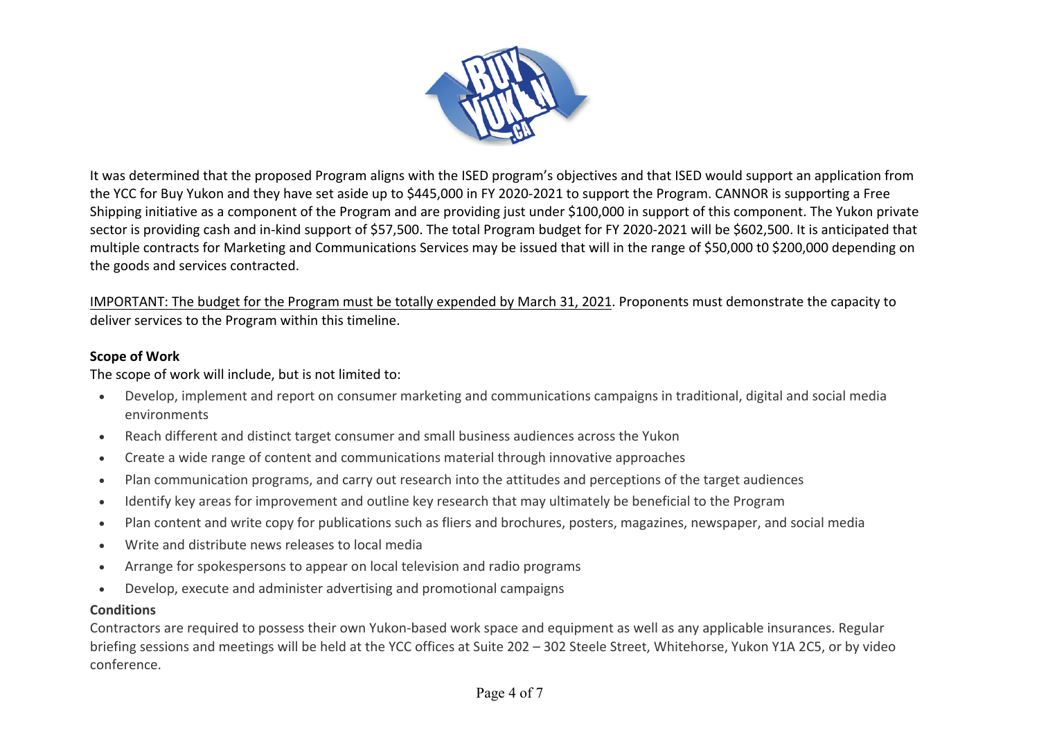It was determined that the proposed Program aligns with the ISED program's objectives and that ISED would support an application from the YCC for Buy Yukon and they have set aside up to $445,000 in FY 2020-2021 to support the Program. CANNOR is supporting a Free Shipping initiative as a component of the Program and are providing just under $100,000 in support of this component. The Yukon private sector is providing cash and in-kind support of $57,500. The total Program budget for FY 2020-2021 will be $602,500. It is anticipated that multiple contracts for Marketing and Communications Services may be issued that will in the range of $50,000 t0 $200,000 depending on the goods and services contracted.

IMPORTANT: The budget for the Program must be totally expended by March 31, 2021. Proponents must demonstrate the capacity to deliver services to the Program within this timeline.

**Scope of Work**

The scope of work will include, but is not limited to:

- Develop, implement and report on consumer marketing and communications campaigns in traditional, digital and social media environments
- Reach different and distinct target consumer and small business audiences across the Yukon
- Create a wide range of content and communications material through innovative approaches
- Plan communication programs, and carry out research into the attitudes and perceptions of the target audiences
- Identify key areas for improvement and outline key research that may ultimately be beneficial to the Program
- Plan content and write copy for publications such as fliers and brochures, posters, magazines, newspaper, and social media
- Write and distribute news releases to local media
- Arrange for spokespersons to appear on local television and radio programs
- Develop, execute and administer advertising and promotional campaigns

**Conditions**

Contractors are required to possess their own Yukon-based work space and equipment as well as any applicable insurances. Regular briefing sessions and meetings will be held at the YCC offices at Suite 202 – 302 Steele Street, Whitehorse, Yukon Y1A 2C5, or by video conference.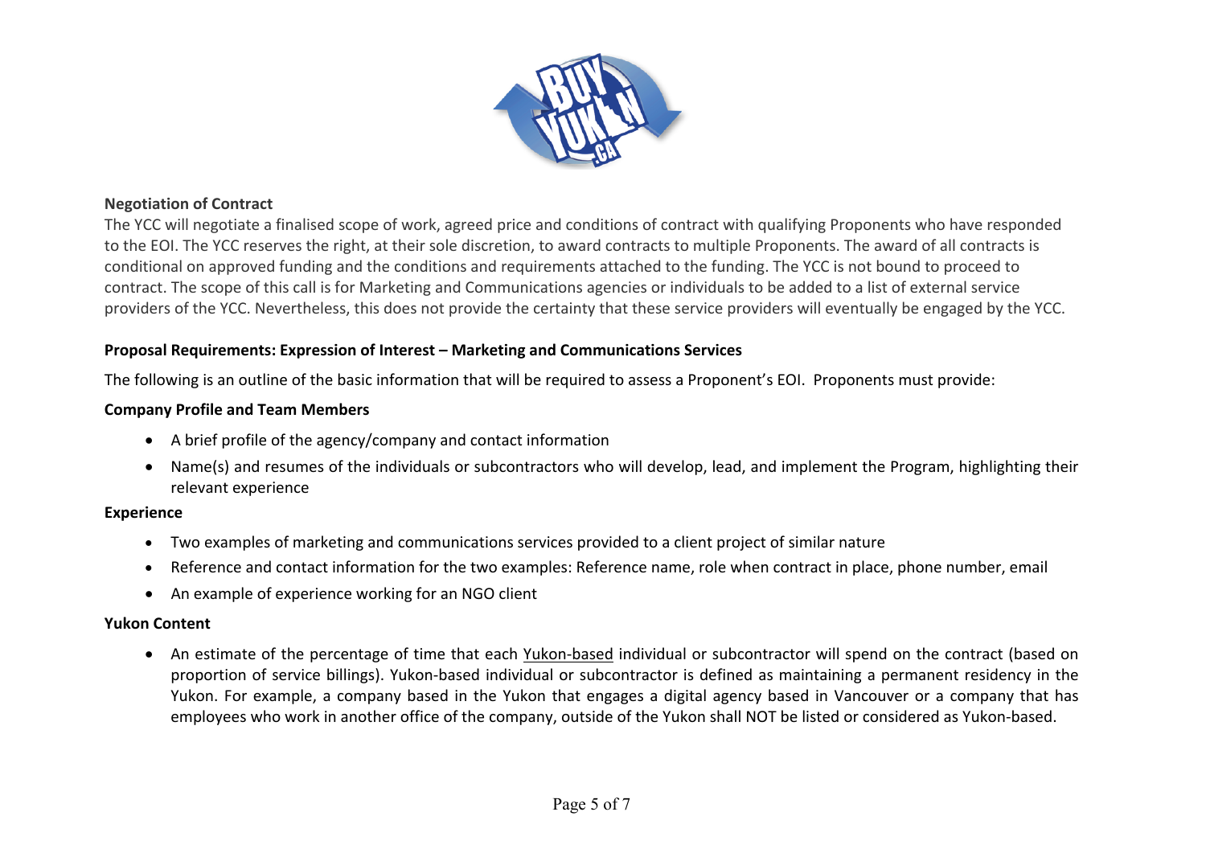**Negotiation of Contract**

The YCC will negotiate a finalised scope of work, agreed price and conditions of contract with qualifying Proponents who have responded to the EOI. The YCC reserves the right, at their sole discretion, to award contracts to multiple Proponents. The award of all contracts is conditional on approved funding and the conditions and requirements attached to the funding. The YCC is not bound to proceed to contract. The scope of this call is for Marketing and Communications agencies or individuals to be added to a list of external service providers of the YCC. Nevertheless, this does not provide the certainty that these service providers will eventually be engaged by the YCC.

**Proposal Requirements: Expression of Interest – Marketing and Communications Services**

The following is an outline of the basic information that will be required to assess a Proponent's EOI. Proponents must provide:

**Company Profile and Team Members**

- A brief profile of the agency/company and contact information
- Name(s) and resumes of the individuals or subcontractors who will develop, lead, and implement the Program, highlighting their relevant experience

**Experience**

- Two examples of marketing and communications services provided to a client project of similar nature
- Reference and contact information for the two examples: Reference name, role when contract in place, phone number, email
- An example of experience working for an NGO client

**Yukon Content**

- An estimate of the percentage of time that each Yukon-based individual or subcontractor will spend on the contract (based on proportion of service billings). Yukon-based individual or subcontractor is defined as maintaining a permanent residency in the Yukon. For example, a company based in the Yukon that engages a digital agency based in Vancouver or a company that has employees who work in another office of the company, outside of the Yukon shall NOT be listed or considered as Yukon-based.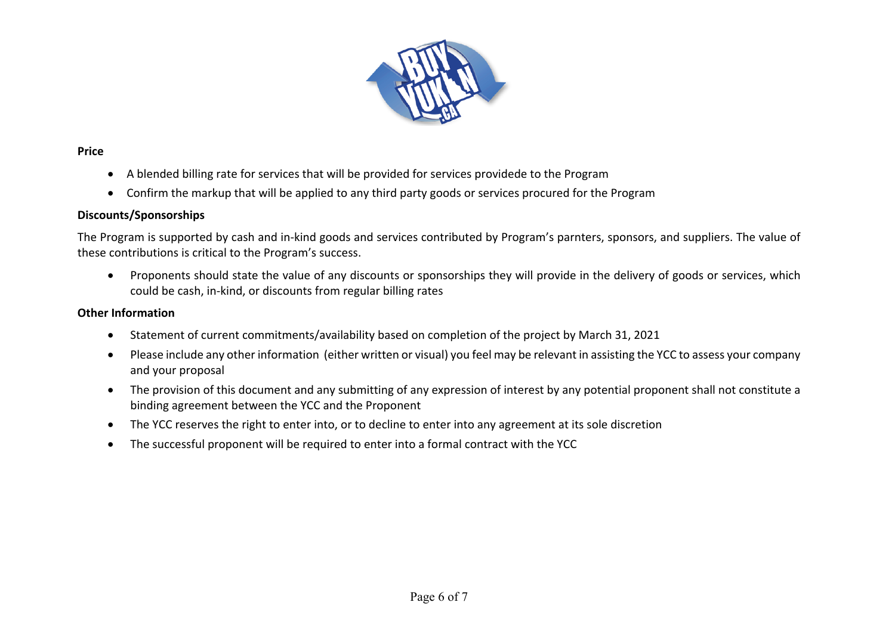**Price**

- A blended billing rate for services that will be provided for services providede to the Program
- Confirm the markup that will be applied to any third party goods or services procured for the Program

**Discounts/Sponsorships**

The Program is supported by cash and in-kind goods and services contributed by Program's parnters, sponsors, and suppliers. The value of these contributions is critical to the Program's success.

- Proponents should state the value of any discounts or sponsorships they will provide in the delivery of goods or services, which could be cash, in-kind, or discounts from regular billing rates

**Other Information**

- Statement of current commitments/availability based on completion of the project by March 31, 2021
- Please include any other information (either written or visual) you feel may be relevant in assisting the YCC to assess your company and your proposal
- The provision of this document and any submitting of any expression of interest by any potential proponent shall not constitute a binding agreement between the YCC and the Proponent
- The YCC reserves the right to enter into, or to decline to enter into any agreement at its sole discretion
- The successful proponent will be required to enter into a formal contract with the YCC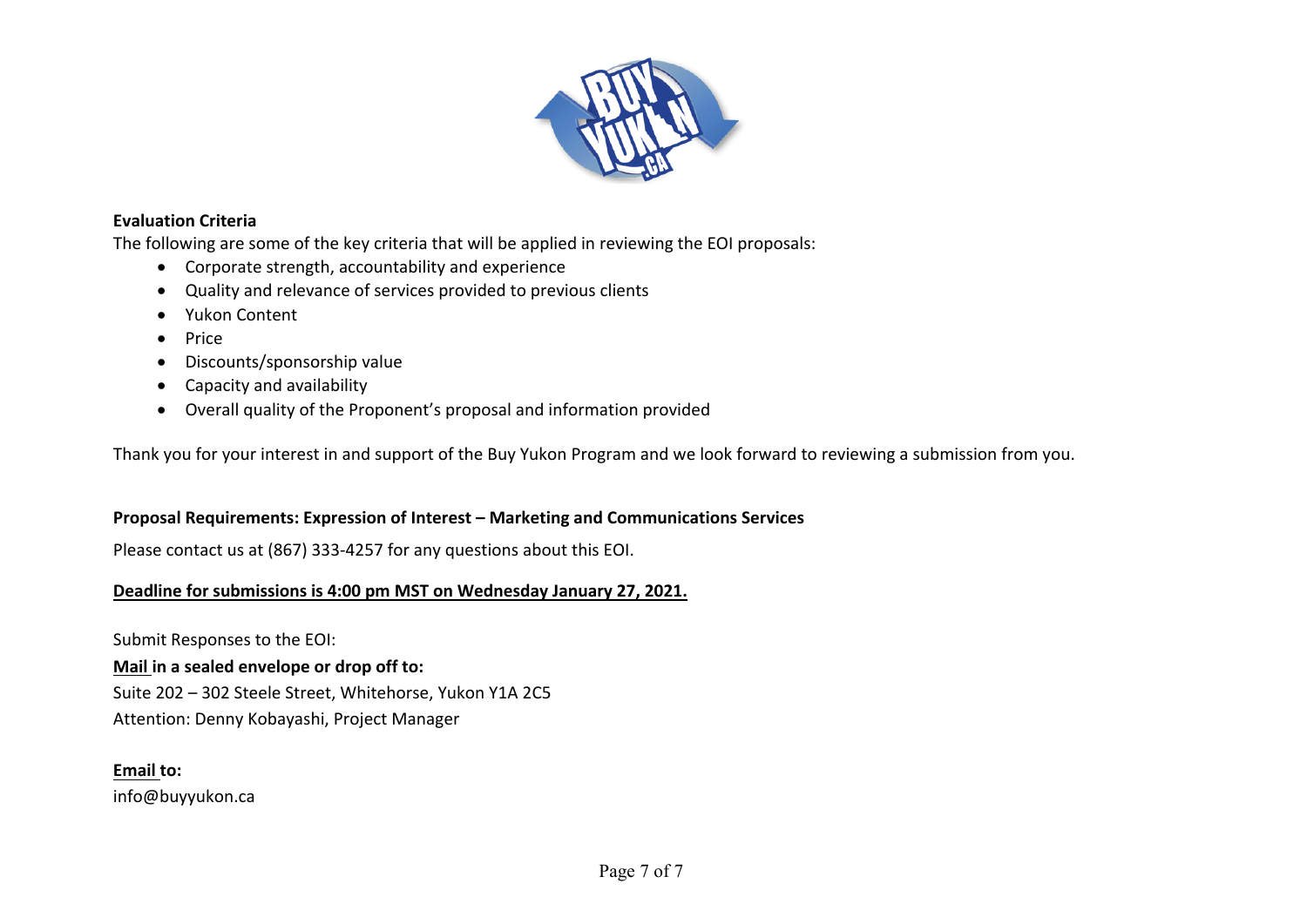**Evaluation Criteria**

The following are some of the key criteria that will be applied in reviewing the EOI proposals:

- Corporate strength, accountability and experience
- Quality and relevance of services provided to previous clients
- Yukon Content
- Price
- Discounts/sponsorship value
- Capacity and availability
- Overall quality of the Proponent's proposal and information provided

Thank you for your interest in and support of the Buy Yukon Program and we look forward to reviewing a submission from you.

**Proposal Requirements: Expression of Interest – Marketing and Communications Services**

Please contact us at (867) 333-4257 for any questions about this EOI.

**Deadline for submissions is 4:00 pm MST on Wednesday January 27, 2021.**

Submit Responses to the EOI:

**Mail in a sealed envelope or drop off to:**

Suite 202 – 302 Steele Street, Whitehorse, Yukon Y1A 2C5

Attention: Denny Kobayashi, Project Manager

**Email to:**

info@buyyukon.ca